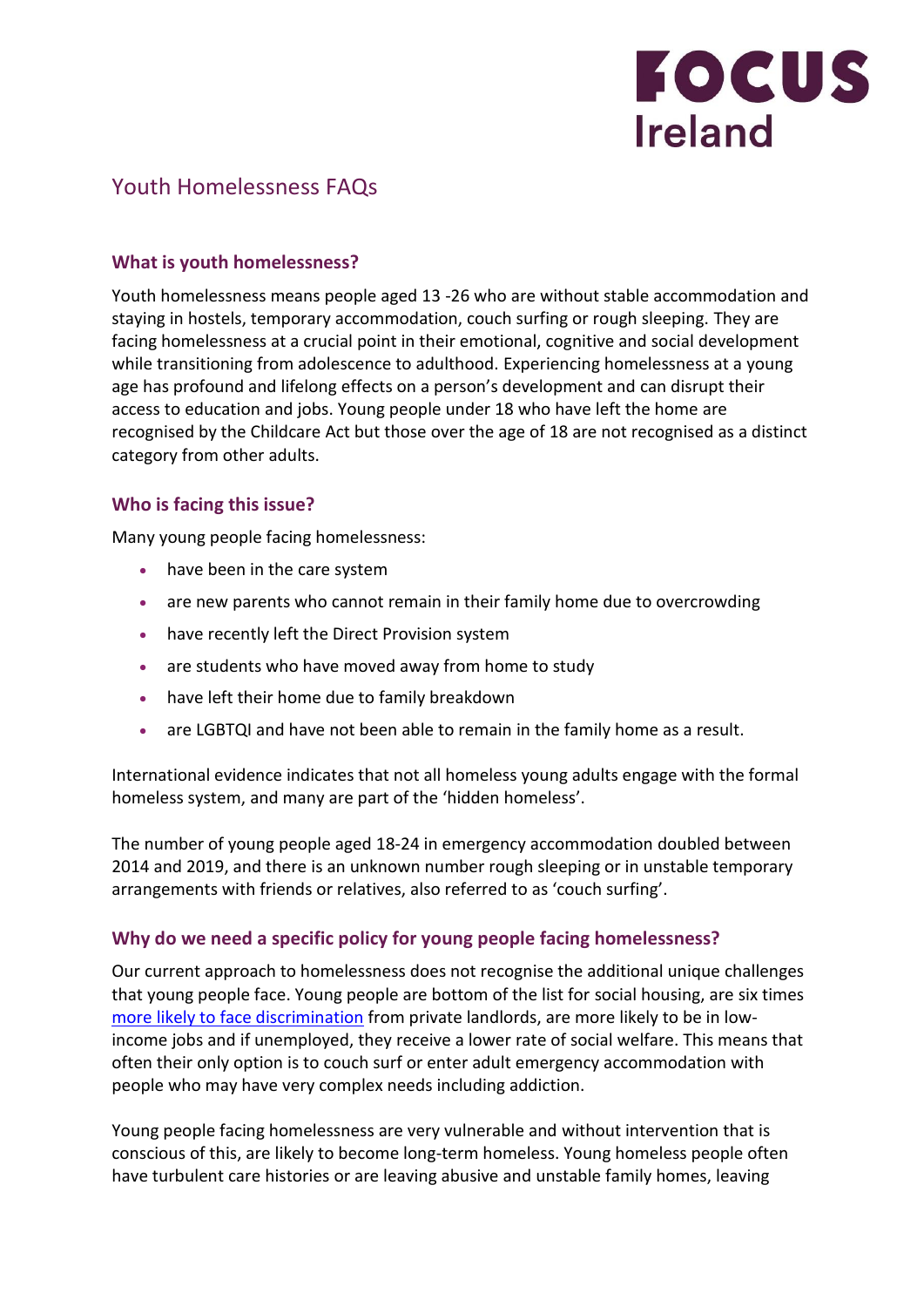# Youth Homelessness FAQs

## What is youth homelessness?

Youth homelessness means people aged 13 -26 who are without stable accommodation and staying in hostels, temporary accommodation, couch surfing or rough sleeping. They are facing homelessness at a crucial point in their emotional, cognitive and social development while transitioning from adolescence to adulthood. Experiencing homelessness at a young age has profound and lifelong effects on a person's development and can disrupt their access to education and jobs. Young people under 18 who have left the home are recognised by the Childcare Act but those over the age of 18 are not recognised as a distinct category from other adults.

## Who is facing this issue?

Many young people facing homelessness:

- have been in the care system
- are new parents who cannot remain in their family home due to overcrowding
- have recently left the Direct Provision system
- are students who have moved away from home to study
- have left their home due to family breakdown
- are LGBTQI and have not been able to remain in the family home as a result.

International evidence indicates that not all homeless young adults engage with the formal homeless system, and many are part of the 'hidden homeless'.

The number of young people aged 18-24 in emergency accommodation doubled between 2014 and 2019, and there is an unknown number rough sleeping or in unstable temporary arrangements with friends or relatives, also referred to as 'couch surfing'.

## Why do we need a specific policy for young people facing homelessness?

Our current approach to homelessness does not recognise the additional unique challenges that young people face. Young people are bottom of the list for social housing, are six times more likely to face discrimination from private landlords, are more likely to be in low-income jobs and if unemployed, they receive a lower rate of social welfare. This means that often their only option is to couch surf or enter adult emergency accommodation with people who may have very complex needs including addiction.

Young people facing homelessness are very vulnerable and without intervention that is conscious of this, are likely to become long-term homeless. Young homeless people often have turbulent care histories or are leaving abusive and unstable family homes, leaving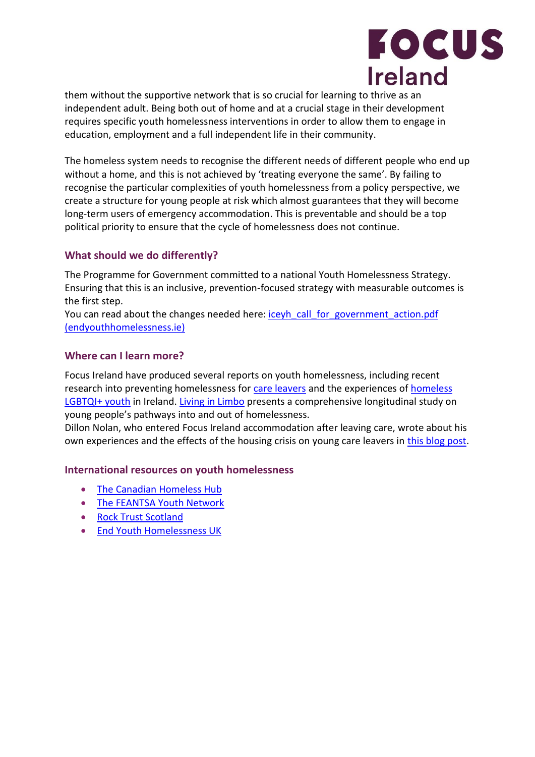them without the supportive network that is so crucial for learning to thrive as an independent adult. Being both out of home and at a crucial stage in their development requires specific youth homelessness interventions in order to allow them to engage in education, employment and a full independent life in their community.

The homeless system needs to recognise the different needs of different people who end up without a home, and this is not achieved by 'treating everyone the same'. By failing to recognise the particular complexities of youth homelessness from a policy perspective, we create a structure for young people at risk which almost guarantees that they will become long-term users of emergency accommodation. This is preventable and should be a top political priority to ensure that the cycle of homelessness does not continue.

## What should we do differently?

The Programme for Government committed to a national Youth Homelessness Strategy. Ensuring that this is an inclusive, prevention-focused strategy with measurable outcomes is the first step.
You can read about the changes needed here: iceyh_call_for_government_action.pdf (endyouthhomelessness.ie)

## Where can I learn more?

Focus Ireland have produced several reports on youth homelessness, including recent research into preventing homelessness for care leavers and the experiences of homeless LGBTQI+ youth in Ireland. Living in Limbo presents a comprehensive longitudinal study on young people's pathways into and out of homelessness.
Dillon Nolan, who entered Focus Ireland accommodation after leaving care, wrote about his own experiences and the effects of the housing crisis on young care leavers in this blog post.

## International resources on youth homelessness

- The Canadian Homeless Hub
- The FEANTSA Youth Network
- Rock Trust Scotland
- End Youth Homelessness UK